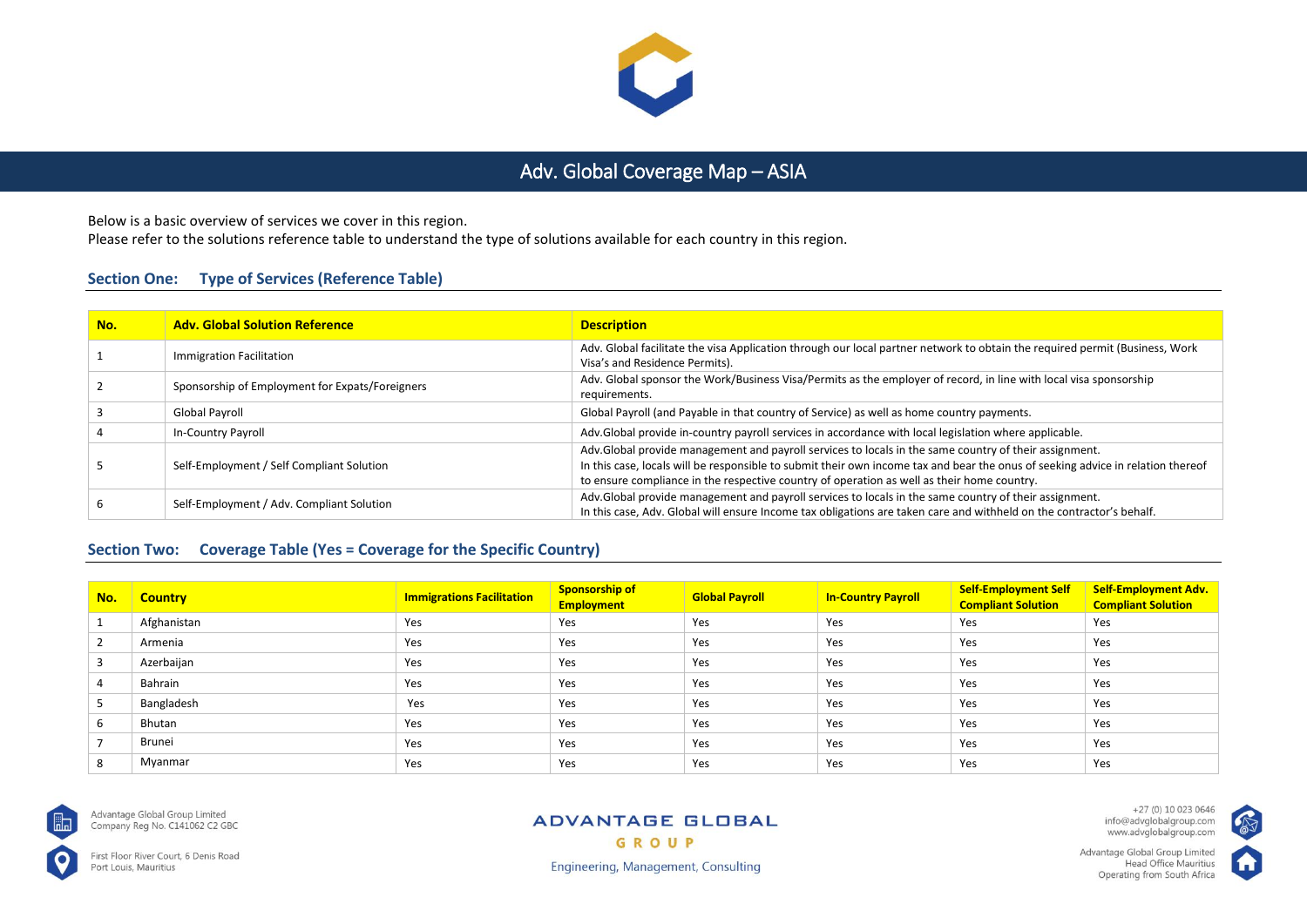# Adv. Global Coverage Map – ASIA

Below is a basic overview of services we cover in this region.
Please refer to the solutions reference table to understand the type of solutions available for each country in this region.

## Section One: Type of Services (Reference Table)

| No. | Adv. Global Solution Reference | Description |
|---|---|---|
| 1 | Immigration Facilitation | Adv. Global facilitate the visa Application through our local partner network to obtain the required permit (Business, Work Visa's and Residence Permits). |
| 2 | Sponsorship of Employment for Expats/Foreigners | Adv. Global sponsor the Work/Business Visa/Permits as the employer of record, in line with local visa sponsorship requirements. |
| 3 | Global Payroll | Global Payroll (and Payable in that country of Service) as well as home country payments. |
| 4 | In-Country Payroll | Adv.Global provide in-country payroll services in accordance with local legislation where applicable. |
| 5 | Self-Employment / Self Compliant Solution | Adv.Global provide management and payroll services to locals in the same country of their assignment. In this case, locals will be responsible to submit their own income tax and bear the onus of seeking advice in relation thereof to ensure compliance in the respective country of operation as well as their home country. |
| 6 | Self-Employment / Adv. Compliant Solution | Adv.Global provide management and payroll services to locals in the same country of their assignment. In this case, Adv. Global will ensure Income tax obligations are taken care and withheld on the contractor's behalf. |

## Section Two: Coverage Table (Yes = Coverage for the Specific Country)

| No. | Country | Immigrations Facilitation | Sponsorship of Employment | Global Payroll | In-Country Payroll | Self-Employment Self Compliant Solution | Self-Employment Adv. Compliant Solution |
|---|---|---|---|---|---|---|---|
| 1 | Afghanistan | Yes | Yes | Yes | Yes | Yes | Yes |
| 2 | Armenia | Yes | Yes | Yes | Yes | Yes | Yes |
| 3 | Azerbaijan | Yes | Yes | Yes | Yes | Yes | Yes |
| 4 | Bahrain | Yes | Yes | Yes | Yes | Yes | Yes |
| 5 | Bangladesh | Yes | Yes | Yes | Yes | Yes | Yes |
| 6 | Bhutan | Yes | Yes | Yes | Yes | Yes | Yes |
| 7 | Brunei | Yes | Yes | Yes | Yes | Yes | Yes |
| 8 | Myanmar | Yes | Yes | Yes | Yes | Yes | Yes |

Advantage Global Group Limited
Company Reg No. C141062 C2 GBC

First Floor River Court, 6 Denis Road
Port Louis, Mauritius

ADVANTAGE GLOBAL GROUP
Engineering, Management, Consulting

+27 (0) 10 023 0646
info@advglobalgroup.com
www.advglobalgroup.com

Advantage Global Group Limited
Head Office Mauritius
Operating from South Africa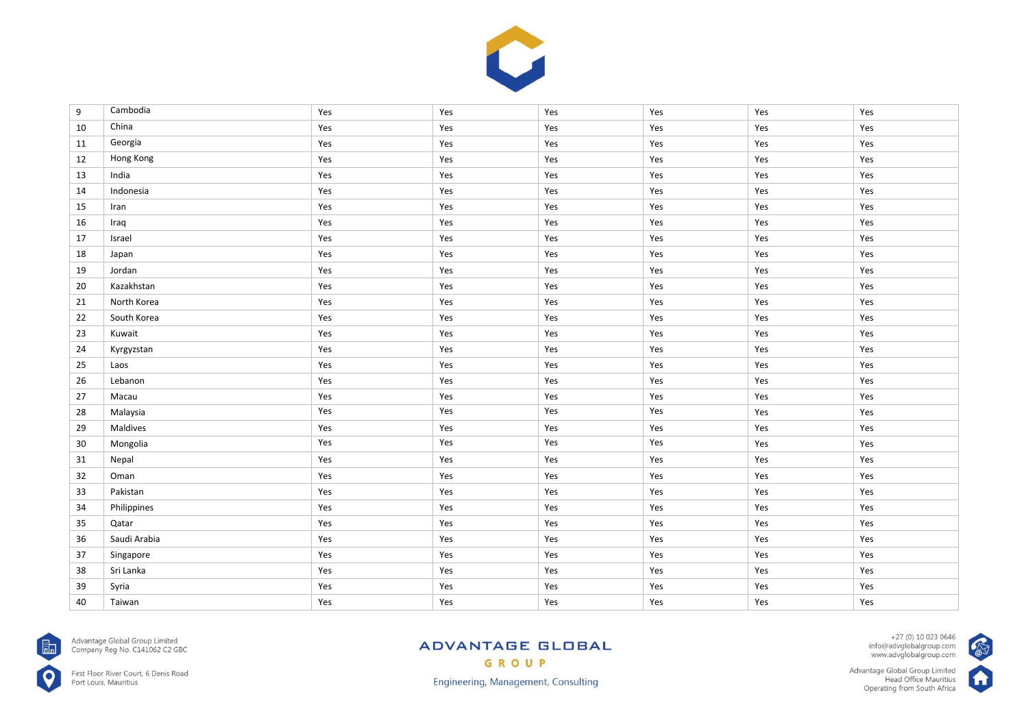| | | | | | | | |
|---|---|---|---|---|---|---|---|
| 9 | Cambodia | Yes | Yes | Yes | Yes | Yes | Yes |
| 10 | China | Yes | Yes | Yes | Yes | Yes | Yes |
| 11 | Georgia | Yes | Yes | Yes | Yes | Yes | Yes |
| 12 | Hong Kong | Yes | Yes | Yes | Yes | Yes | Yes |
| 13 | India | Yes | Yes | Yes | Yes | Yes | Yes |
| 14 | Indonesia | Yes | Yes | Yes | Yes | Yes | Yes |
| 15 | Iran | Yes | Yes | Yes | Yes | Yes | Yes |
| 16 | Iraq | Yes | Yes | Yes | Yes | Yes | Yes |
| 17 | Israel | Yes | Yes | Yes | Yes | Yes | Yes |
| 18 | Japan | Yes | Yes | Yes | Yes | Yes | Yes |
| 19 | Jordan | Yes | Yes | Yes | Yes | Yes | Yes |
| 20 | Kazakhstan | Yes | Yes | Yes | Yes | Yes | Yes |
| 21 | North Korea | Yes | Yes | Yes | Yes | Yes | Yes |
| 22 | South Korea | Yes | Yes | Yes | Yes | Yes | Yes |
| 23 | Kuwait | Yes | Yes | Yes | Yes | Yes | Yes |
| 24 | Kyrgyzstan | Yes | Yes | Yes | Yes | Yes | Yes |
| 25 | Laos | Yes | Yes | Yes | Yes | Yes | Yes |
| 26 | Lebanon | Yes | Yes | Yes | Yes | Yes | Yes |
| 27 | Macau | Yes | Yes | Yes | Yes | Yes | Yes |
| 28 | Malaysia | Yes | Yes | Yes | Yes | Yes | Yes |
| 29 | Maldives | Yes | Yes | Yes | Yes | Yes | Yes |
| 30 | Mongolia | Yes | Yes | Yes | Yes | Yes | Yes |
| 31 | Nepal | Yes | Yes | Yes | Yes | Yes | Yes |
| 32 | Oman | Yes | Yes | Yes | Yes | Yes | Yes |
| 33 | Pakistan | Yes | Yes | Yes | Yes | Yes | Yes |
| 34 | Philippines | Yes | Yes | Yes | Yes | Yes | Yes |
| 35 | Qatar | Yes | Yes | Yes | Yes | Yes | Yes |
| 36 | Saudi Arabia | Yes | Yes | Yes | Yes | Yes | Yes |
| 37 | Singapore | Yes | Yes | Yes | Yes | Yes | Yes |
| 38 | Sri Lanka | Yes | Yes | Yes | Yes | Yes | Yes |
| 39 | Syria | Yes | Yes | Yes | Yes | Yes | Yes |
| 40 | Taiwan | Yes | Yes | Yes | Yes | Yes | Yes |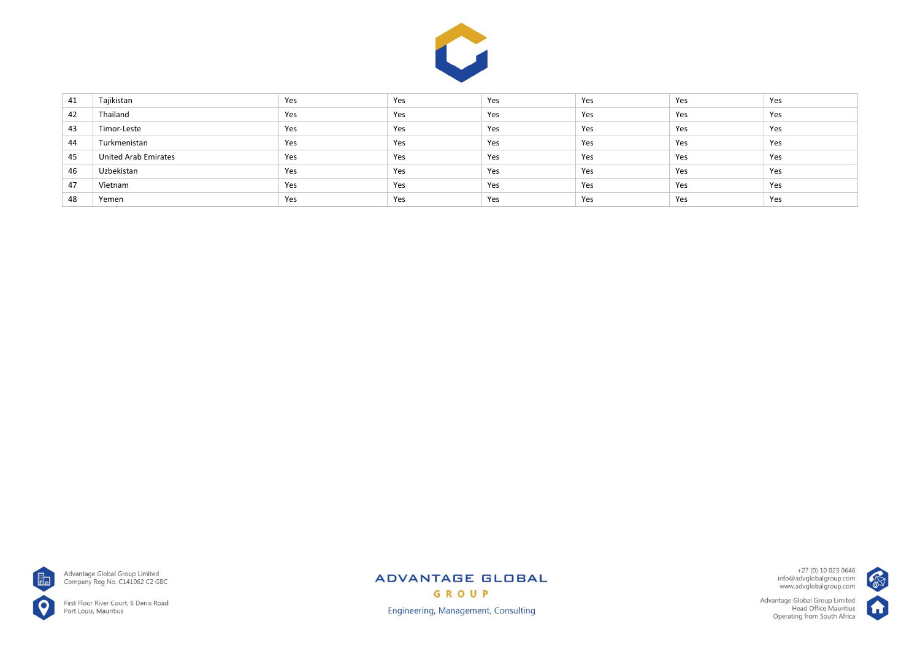| | | | | | | | |
|---|---|---|---|---|---|---|---|
| 41 | Tajikistan | Yes | Yes | Yes | Yes | Yes | Yes |
| 42 | Thailand | Yes | Yes | Yes | Yes | Yes | Yes |
| 43 | Timor-Leste | Yes | Yes | Yes | Yes | Yes | Yes |
| 44 | Turkmenistan | Yes | Yes | Yes | Yes | Yes | Yes |
| 45 | United Arab Emirates | Yes | Yes | Yes | Yes | Yes | Yes |
| 46 | Uzbekistan | Yes | Yes | Yes | Yes | Yes | Yes |
| 47 | Vietnam | Yes | Yes | Yes | Yes | Yes | Yes |
| 48 | Yemen | Yes | Yes | Yes | Yes | Yes | Yes |